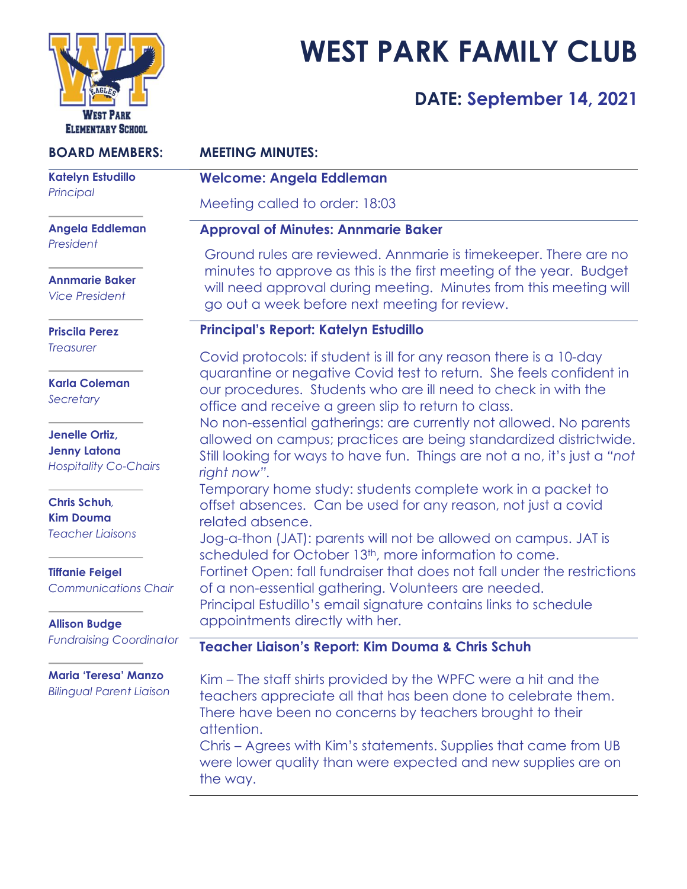# WEST PARK FAMILY CLUB

## DATE: September 14, 2021

West Park Elementary School

## BOARD MEMBERS:

**Katelyn Estudillo**
*Principal*

**Angela Eddleman**
*President*

**Annmarie Baker**
*Vice President*

**Priscila Perez**
*Treasurer*

**Karla Coleman**
*Secretary*

**Jenelle Ortiz, Jenny Latona**
*Hospitality Co-Chairs*

**Chris Schuh, Kim Douma**
*Teacher Liaisons*

**Tiffanie Feigel**
*Communications Chair*

**Allison Budge**
*Fundraising Coordinator*

**Maria 'Teresa' Manzo**
*Bilingual Parent Liaison*

## MEETING MINUTES:

### Welcome: Angela Eddleman

Meeting called to order: 18:03

### Approval of Minutes: Annmarie Baker

Ground rules are reviewed. Annmarie is timekeeper. There are no minutes to approve as this is the first meeting of the year. Budget will need approval during meeting. Minutes from this meeting will go out a week before next meeting for review.

### Principal's Report: Katelyn Estudillo

Covid protocols: if student is ill for any reason there is a 10-day quarantine or negative Covid test to return. She feels confident in our procedures. Students who are ill need to check in with the office and receive a green slip to return to class.
No non-essential gatherings: are currently not allowed. No parents allowed on campus; practices are being standardized districtwide. Still looking for ways to have fun. Things are not a no, it's just a *"not right now"*.
Temporary home study: students complete work in a packet to offset absences. Can be used for any reason, not just a covid related absence.
Jog-a-thon (JAT): parents will not be allowed on campus. JAT is scheduled for October 13th, more information to come.
Fortinet Open: fall fundraiser that does not fall under the restrictions of a non-essential gathering. Volunteers are needed.
Principal Estudillo's email signature contains links to schedule appointments directly with her.

### Teacher Liaison's Report: Kim Douma & Chris Schuh

Kim – The staff shirts provided by the WPFC were a hit and the teachers appreciate all that has been done to celebrate them. There have been no concerns by teachers brought to their attention.
Chris – Agrees with Kim's statements. Supplies that came from UB were lower quality than were expected and new supplies are on the way.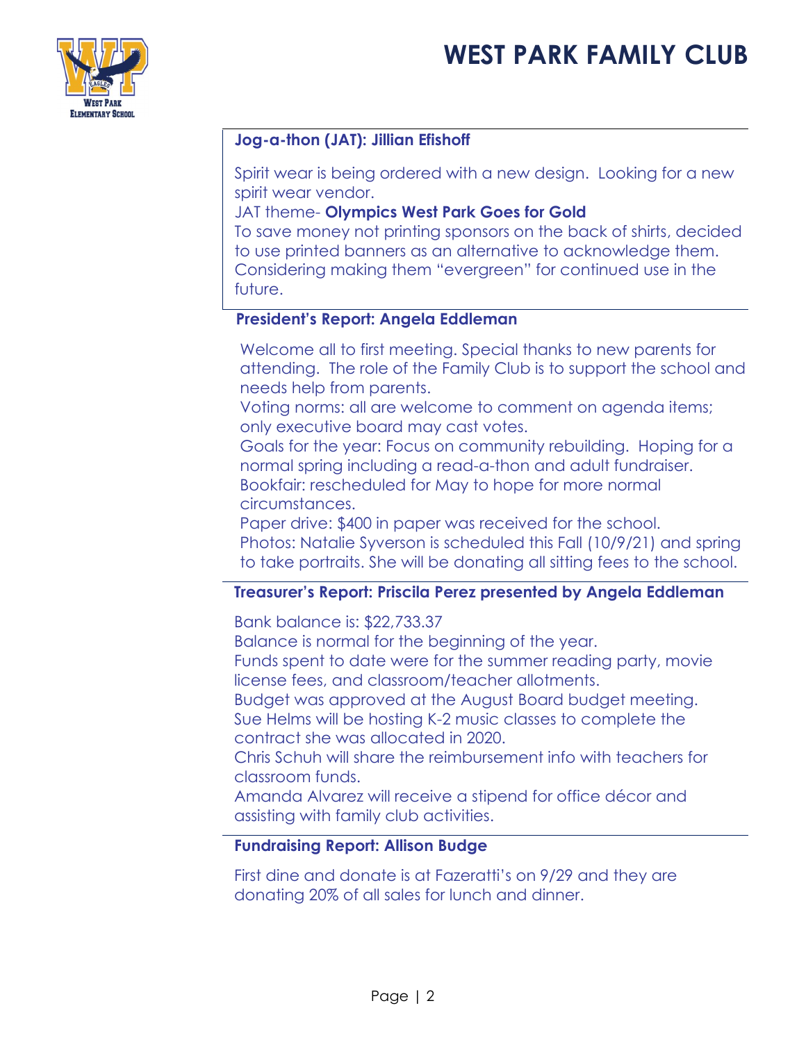### Jog-a-thon (JAT): Jillian Efishoff

Spirit wear is being ordered with a new design. Looking for a new spirit wear vendor.
JAT theme- **Olympics West Park Goes for Gold**
To save money not printing sponsors on the back of shirts, decided to use printed banners as an alternative to acknowledge them. Considering making them "evergreen" for continued use in the future.

### President's Report: Angela Eddleman

Welcome all to first meeting. Special thanks to new parents for attending. The role of the Family Club is to support the school and needs help from parents.
Voting norms: all are welcome to comment on agenda items; only executive board may cast votes.
Goals for the year: Focus on community rebuilding. Hoping for a normal spring including a read-a-thon and adult fundraiser.
Bookfair: rescheduled for May to hope for more normal circumstances.
Paper drive: $400 in paper was received for the school.
Photos: Natalie Syverson is scheduled this Fall (10/9/21) and spring to take portraits. She will be donating all sitting fees to the school.

### Treasurer's Report: Priscila Perez presented by Angela Eddleman

Bank balance is: $22,733.37
Balance is normal for the beginning of the year.
Funds spent to date were for the summer reading party, movie license fees, and classroom/teacher allotments.
Budget was approved at the August Board budget meeting.
Sue Helms will be hosting K-2 music classes to complete the contract she was allocated in 2020.
Chris Schuh will share the reimbursement info with teachers for classroom funds.
Amanda Alvarez will receive a stipend for office décor and assisting with family club activities.

### Fundraising Report: Allison Budge

First dine and donate is at Fazeratti's on 9/29 and they are donating 20% of all sales for lunch and dinner.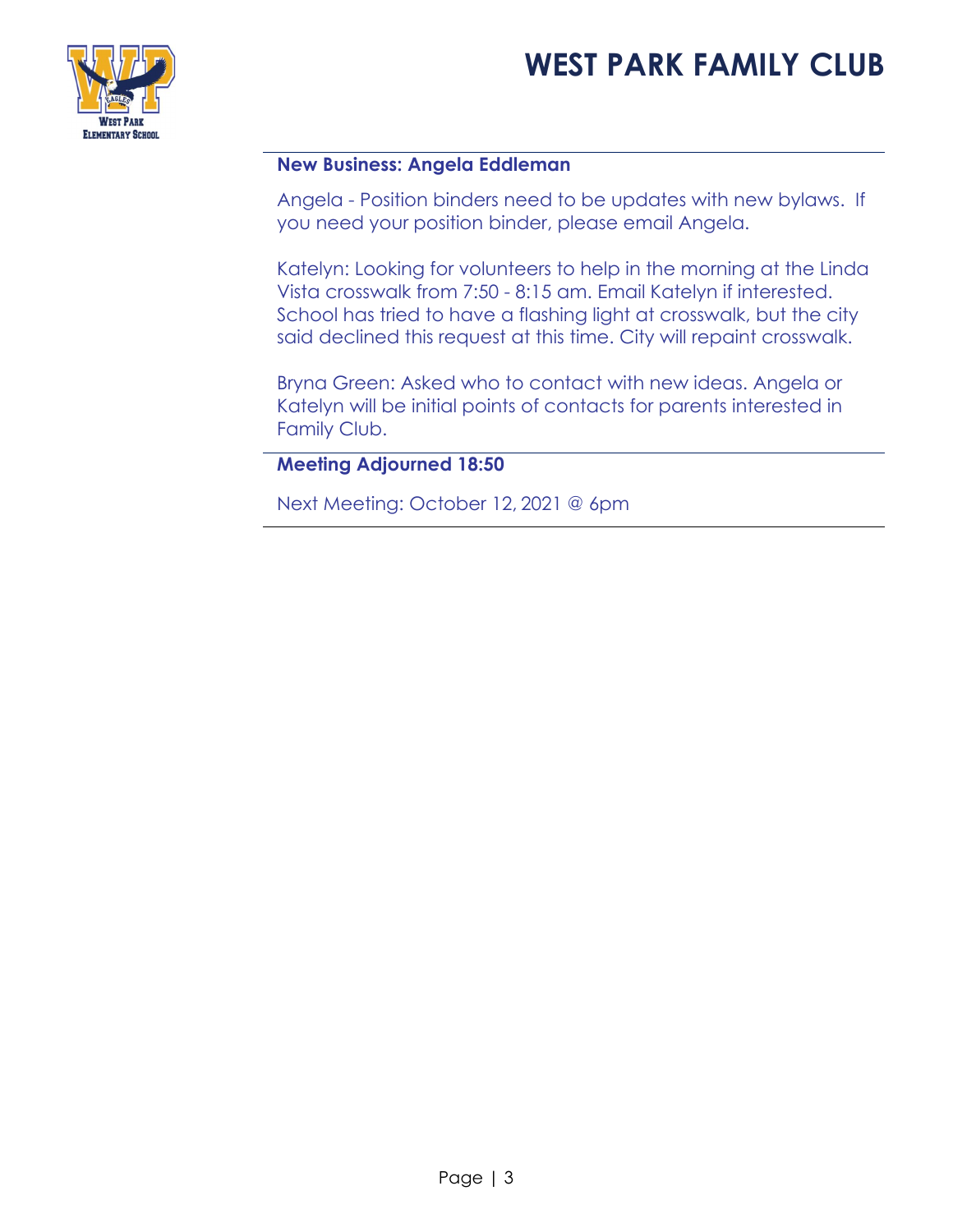# WEST PARK FAMILY CLUB

**New Business: Angela Eddleman**

Angela - Position binders need to be updates with new bylaws. If you need your position binder, please email Angela.

Katelyn: Looking for volunteers to help in the morning at the Linda Vista crosswalk from 7:50 - 8:15 am. Email Katelyn if interested. School has tried to have a flashing light at crosswalk, but the city said declined this request at this time. City will repaint crosswalk.

Bryna Green: Asked who to contact with new ideas. Angela or Katelyn will be initial points of contacts for parents interested in Family Club.

**Meeting Adjourned 18:50**

Next Meeting: October 12, 2021 @ 6pm